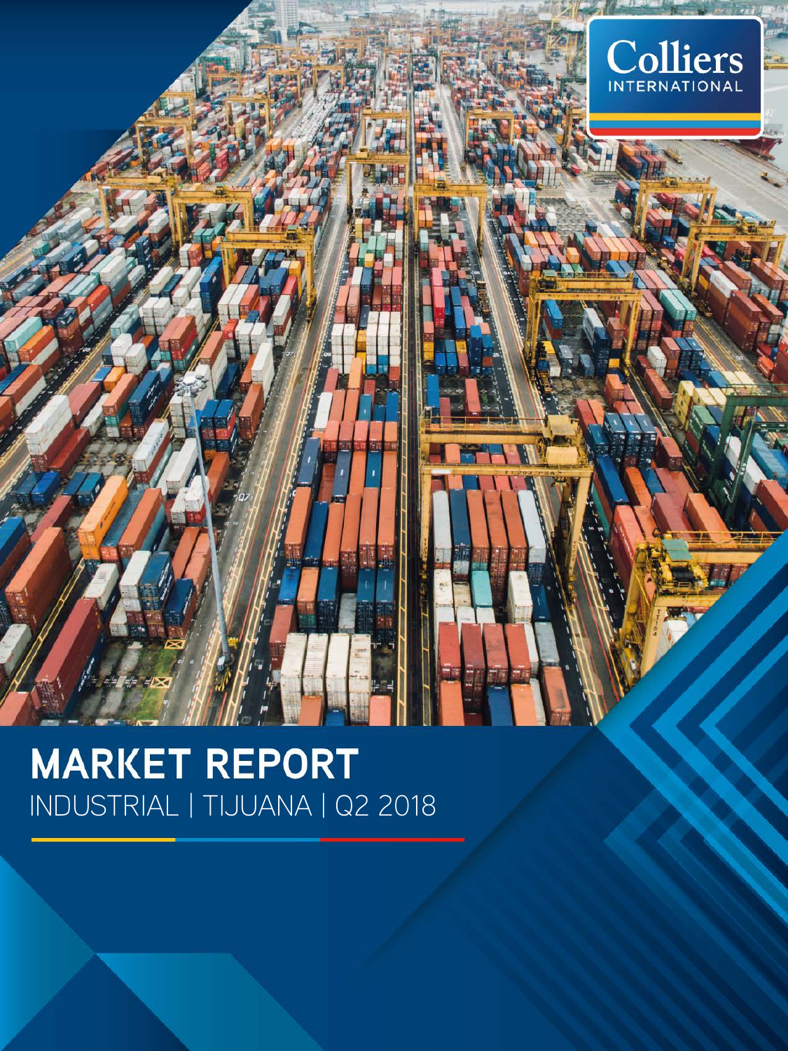Colliers INTERNATIONAL

# MARKET REPORT

INDUSTRIAL | TIJUANA | Q2 2018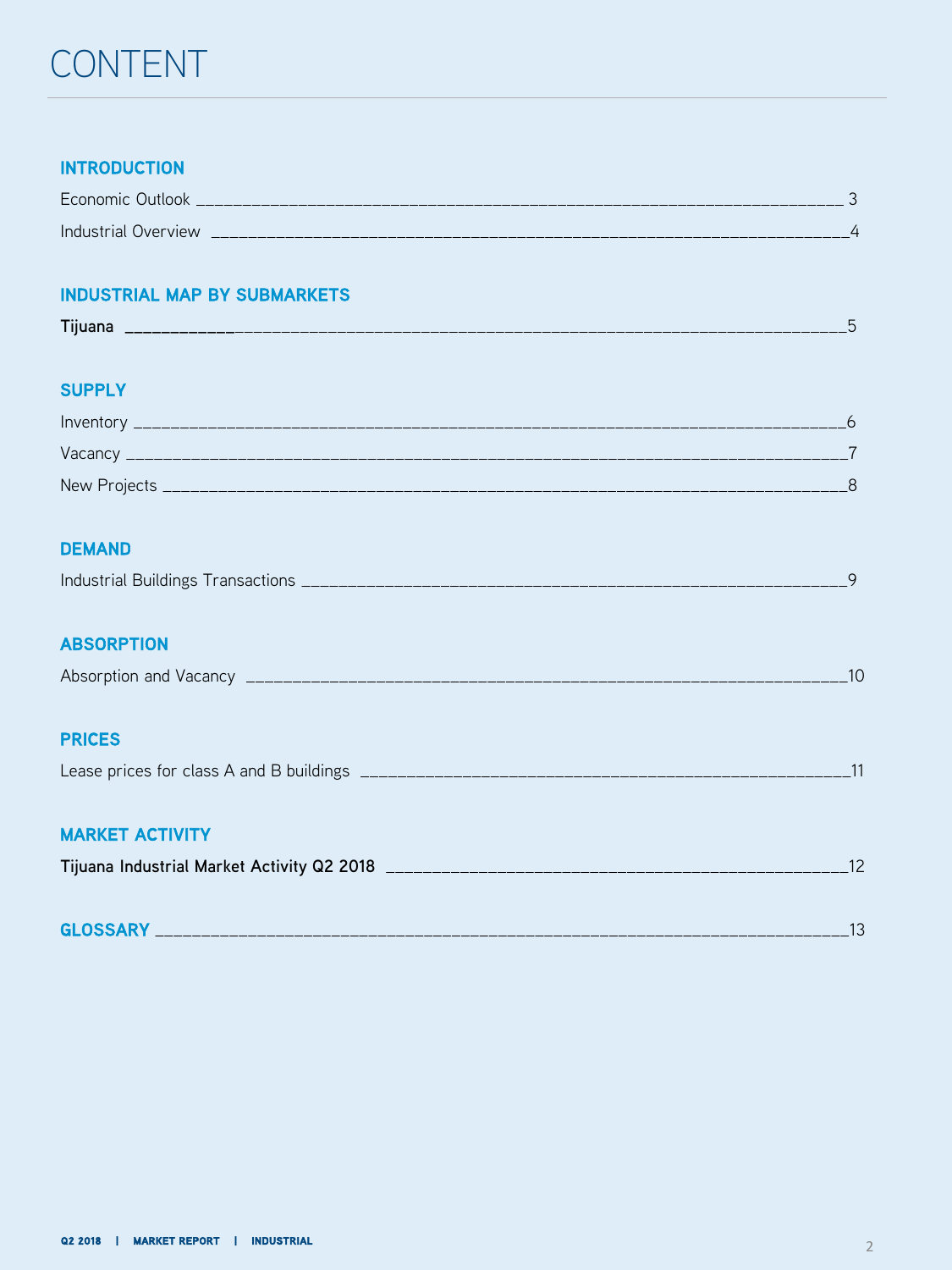# CONTENT

## INTRODUCTION

Economic Outlook ____________________________________________________________________ 3

Industrial Overview ___________________________________________________________________4

## INDUSTRIAL MAP BY SUBMARKETS

**Tijuana** ________________________________________________________________________5

## SUPPLY

Inventory __________________________________________________________________________6

Vacancy ___________________________________________________________________________7

New Projects _______________________________________________________________________8

## DEMAND

Industrial Buildings Transactions ________________________________________________________9

## ABSORPTION

Absorption and Vacancy ______________________________________________________________10

## PRICES

Lease prices for class A and B buildings _________________________________________________11

## MARKET ACTIVITY

**Tijuana Industrial Market Activity Q2 2018** _______________________________________________12

## GLOSSARY ____________________________________________________________________13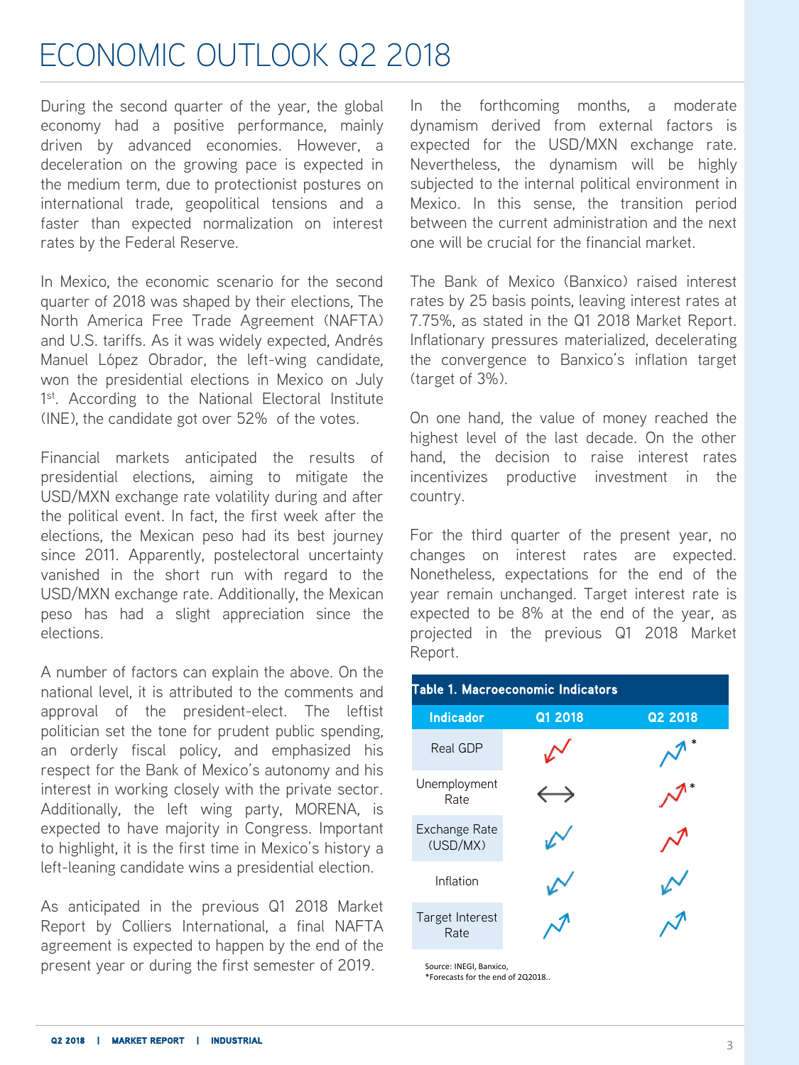# ECONOMIC OUTLOOK Q2 2018

During the second quarter of the year, the global economy had a positive performance, mainly driven by advanced economies. However, a deceleration on the growing pace is expected in the medium term, due to protectionist postures on international trade, geopolitical tensions and a faster than expected normalization on interest rates by the Federal Reserve.

In Mexico, the economic scenario for the second quarter of 2018 was shaped by their elections, The North America Free Trade Agreement (NAFTA) and U.S. tariffs. As it was widely expected, Andrés Manuel López Obrador, the left-wing candidate, won the presidential elections in Mexico on July 1st. According to the National Electoral Institute (INE), the candidate got over 52% of the votes.

Financial markets anticipated the results of presidential elections, aiming to mitigate the USD/MXN exchange rate volatility during and after the political event. In fact, the first week after the elections, the Mexican peso had its best journey since 2011. Apparently, postelectoral uncertainty vanished in the short run with regard to the USD/MXN exchange rate. Additionally, the Mexican peso has had a slight appreciation since the elections.

A number of factors can explain the above. On the national level, it is attributed to the comments and approval of the president-elect. The leftist politician set the tone for prudent public spending, an orderly fiscal policy, and emphasized his respect for the Bank of Mexico's autonomy and his interest in working closely with the private sector. Additionally, the left wing party, MORENA, is expected to have majority in Congress. Important to highlight, it is the first time in Mexico's history a left-leaning candidate wins a presidential election.

As anticipated in the previous Q1 2018 Market Report by Colliers International, a final NAFTA agreement is expected to happen by the end of the present year or during the first semester of 2019.

In the forthcoming months, a moderate dynamism derived from external factors is expected for the USD/MXN exchange rate. Nevertheless, the dynamism will be highly subjected to the internal political environment in Mexico. In this sense, the transition period between the current administration and the next one will be crucial for the financial market.

The Bank of Mexico (Banxico) raised interest rates by 25 basis points, leaving interest rates at 7.75%, as stated in the Q1 2018 Market Report. Inflationary pressures materialized, decelerating the convergence to Banxico's inflation target (target of 3%).

On one hand, the value of money reached the highest level of the last decade. On the other hand, the decision to raise interest rates incentivizes productive investment in the country.

For the third quarter of the present year, no changes on interest rates are expected. Nonetheless, expectations for the end of the year remain unchanged. Target interest rate is expected to be 8% at the end of the year, as projected in the previous Q1 2018 Market Report.

**Table 1. Macroeconomic Indicators**

| Indicador | Q1 2018 | Q2 2018 |
|---|---|---|
| Real GDP | ↘ | ↗ * |
| Unemployment Rate | ↔ | ↗ * |
| Exchange Rate (USD/MX) | ↘ | ↗ |
| Inflation | ↘ | ↘ |
| Target Interest Rate | ↗ | ↗ |

Source: INEGI, Banxico,
*Forecasts for the end of 2Q2018..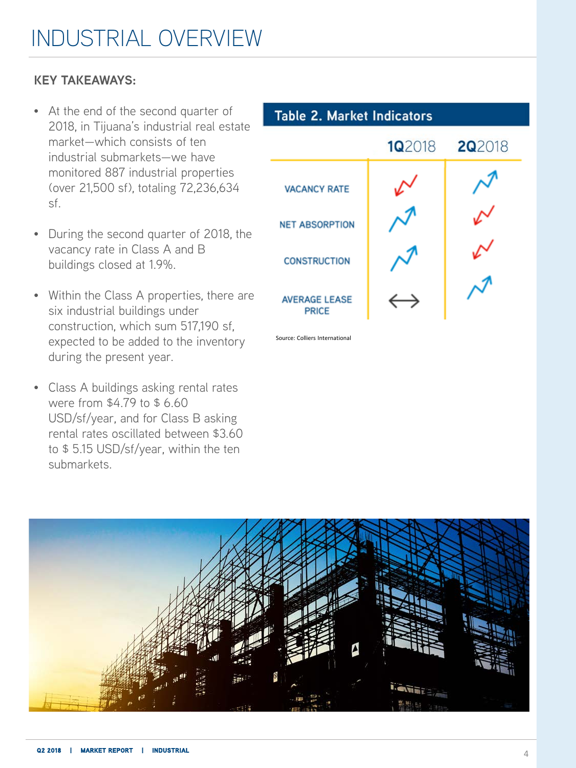# INDUSTRIAL OVERVIEW

**KEY TAKEAWAYS:**

- At the end of the second quarter of 2018, in Tijuana's industrial real estate market—which consists of ten industrial submarkets—we have monitored 887 industrial properties (over 21,500 sf), totaling 72,236,634 sf.
- During the second quarter of 2018, the vacancy rate in Class A and B buildings closed at 1.9%.
- Within the Class A properties, there are six industrial buildings under construction, which sum 517,190 sf, expected to be added to the inventory during the present year.
- Class A buildings asking rental rates were from $4.79 to $ 6.60 USD/sf/year, and for Class B asking rental rates oscillated between $3.60 to $ 5.15 USD/sf/year, within the ten submarkets.

**Table 2. Market Indicators**

| | 1Q2018 | 2Q2018 |
|---|---|---|
| VACANCY RATE | ↘ | ↗ |
| NET ABSORPTION | ↗ | ↘ |
| CONSTRUCTION | ↗ | ↘ |
| AVERAGE LEASE PRICE | ↔ | ↗ |

Source: Colliers International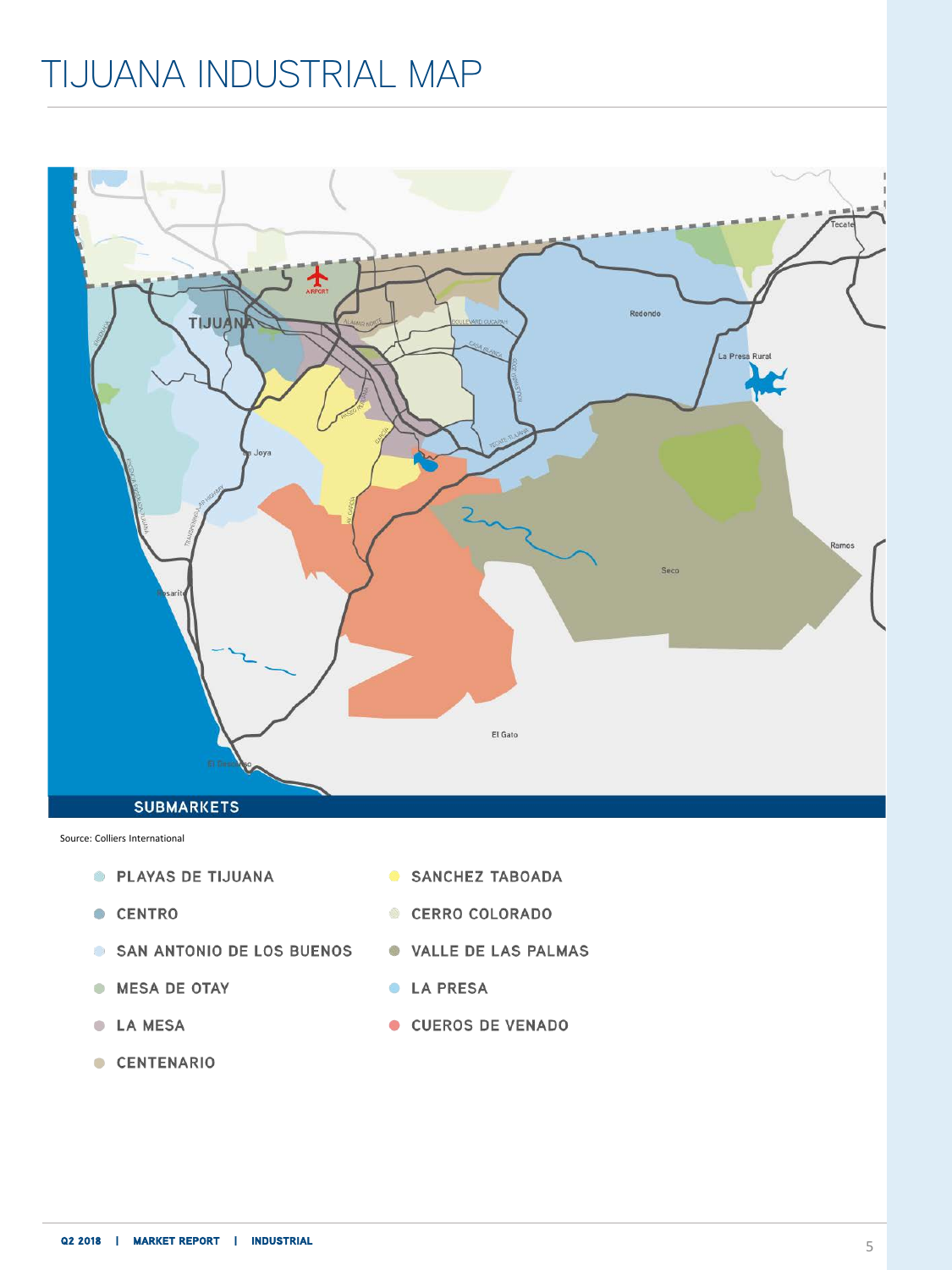# TIJUANA INDUSTRIAL MAP

**SUBMARKETS**

Source: Colliers International

- PLAYAS DE TIJUANA
- CENTRO
- SAN ANTONIO DE LOS BUENOS
- MESA DE OTAY
- LA MESA
- CENTENARIO
- SANCHEZ TABOADA
- CERRO COLORADO
- VALLE DE LAS PALMAS
- LA PRESA
- CUEROS DE VENADO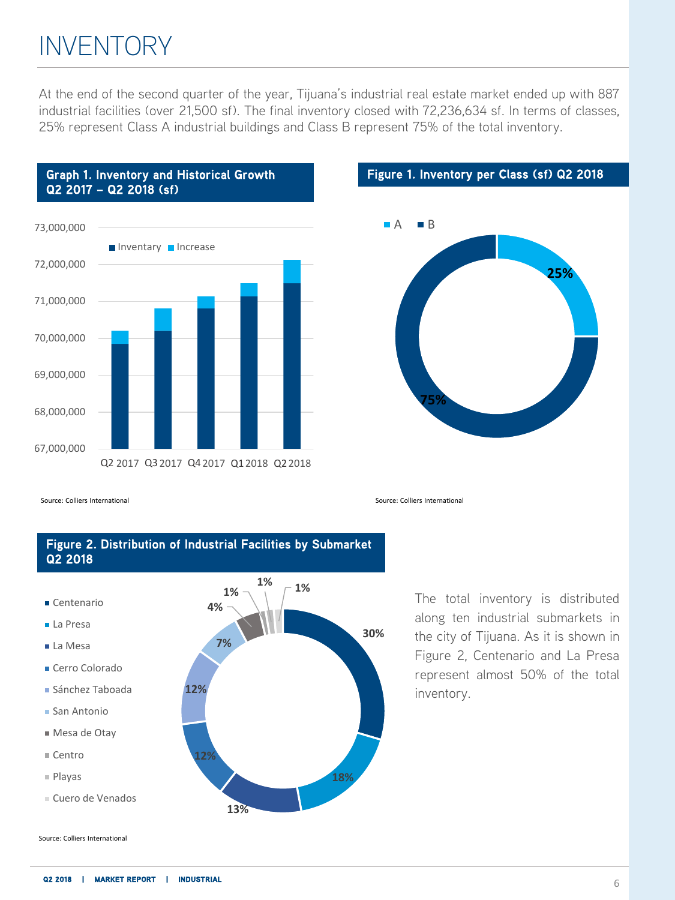# INVENTORY

At the end of the second quarter of the year, Tijuana's industrial real estate market ended up with 887 industrial facilities (over 21,500 sf). The final inventory closed with 72,236,634 sf. In terms of classes, 25% represent Class A industrial buildings and Class B represent 75% of the total inventory.

**Graph 1. Inventory and Historical Growth Q2 2017 – Q2 2018 (sf)**

Source: Colliers International

**Figure 1. Inventory per Class (sf) Q2 2018**

| Class | Share |
|---|---|
| A | 25% |
| B | 75% |

Source: Colliers International

**Figure 2. Distribution of Industrial Facilities by Submarket Q2 2018**

| Submarket | Share |
|---|---|
| Centenario | 30% |
| La Presa | 18% |
| La Mesa | 13% |
| Cerro Colorado | 12% |
| Sánchez Taboada | 12% |
| San Antonio | 7% |
| Mesa de Otay | 4% |
| Centro | 1% |
| Playas | 1% |
| Cuero de Venados | 1% |

Source: Colliers International

The total inventory is distributed along ten industrial submarkets in the city of Tijuana. As it is shown in Figure 2, Centenario and La Presa represent almost 50% of the total inventory.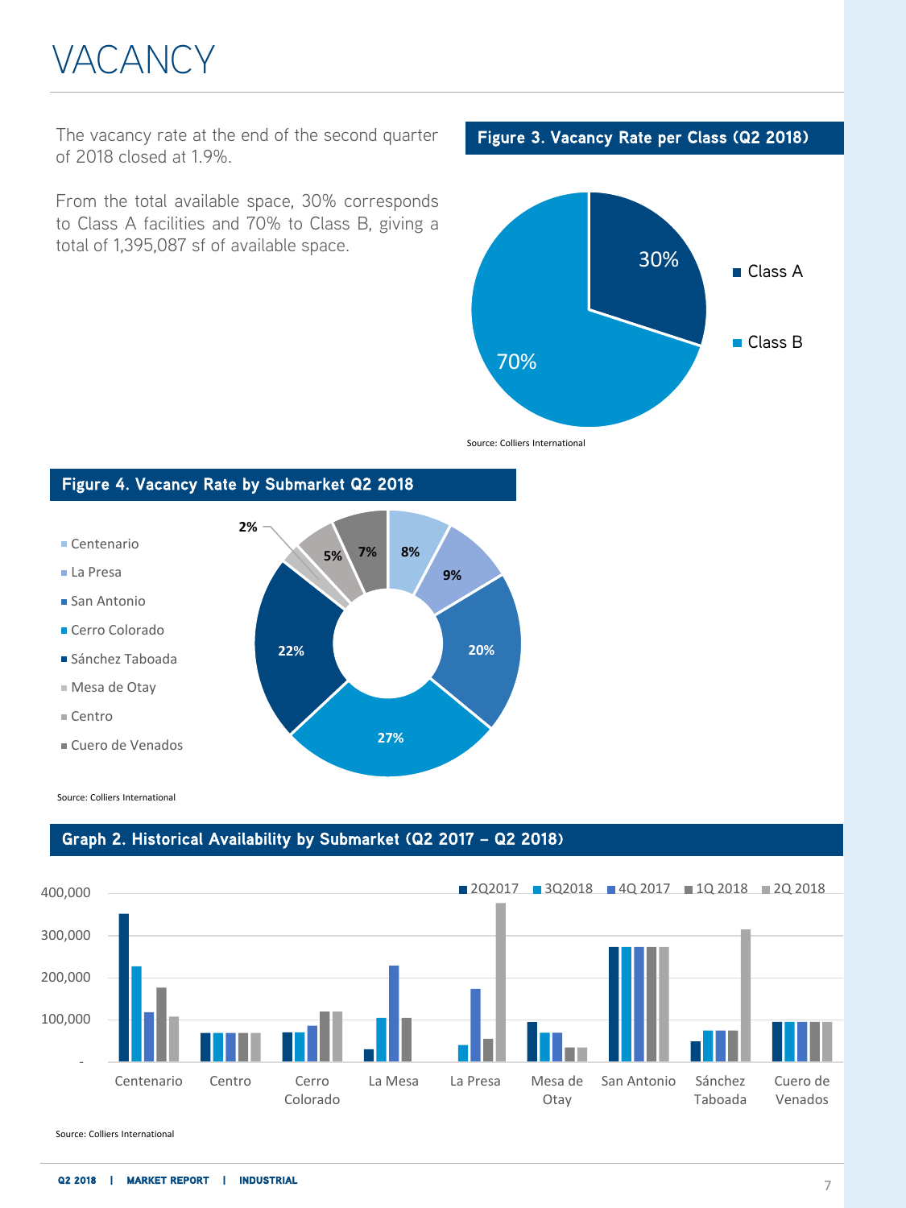# VACANCY

The vacancy rate at the end of the second quarter of 2018 closed at 1.9%.

From the total available space, 30% corresponds to Class A facilities and 70% to Class B, giving a total of 1,395,087 sf of available space.

**Figure 3. Vacancy Rate per Class (Q2 2018)**

| Class | Share |
|---|---|
| Class A | 30% |
| Class B | 70% |

Source: Colliers International

**Figure 4. Vacancy Rate by Submarket Q2 2018**

| Submarket | Share |
|---|---|
| Centenario | 8% |
| La Presa | 9% |
| San Antonio | 20% |
| Cerro Colorado | 27% |
| Sánchez Taboada | 22% |
| Mesa de Otay | 2% |
| Centro | 5% |
| Cuero de Venados | 7% |

Source: Colliers International

**Graph 2. Historical Availability by Submarket (Q2 2017 – Q2 2018)**

Legend: 2Q2017, 3Q2018, 4Q 2017, 1Q 2018, 2Q 2018

Y-axis: -, 100,000, 200,000, 300,000, 400,000

X-axis: Centenario, Centro, Cerro Colorado, La Mesa, La Presa, Mesa de Otay, San Antonio, Sánchez Taboada, Cuero de Venados

Source: Colliers International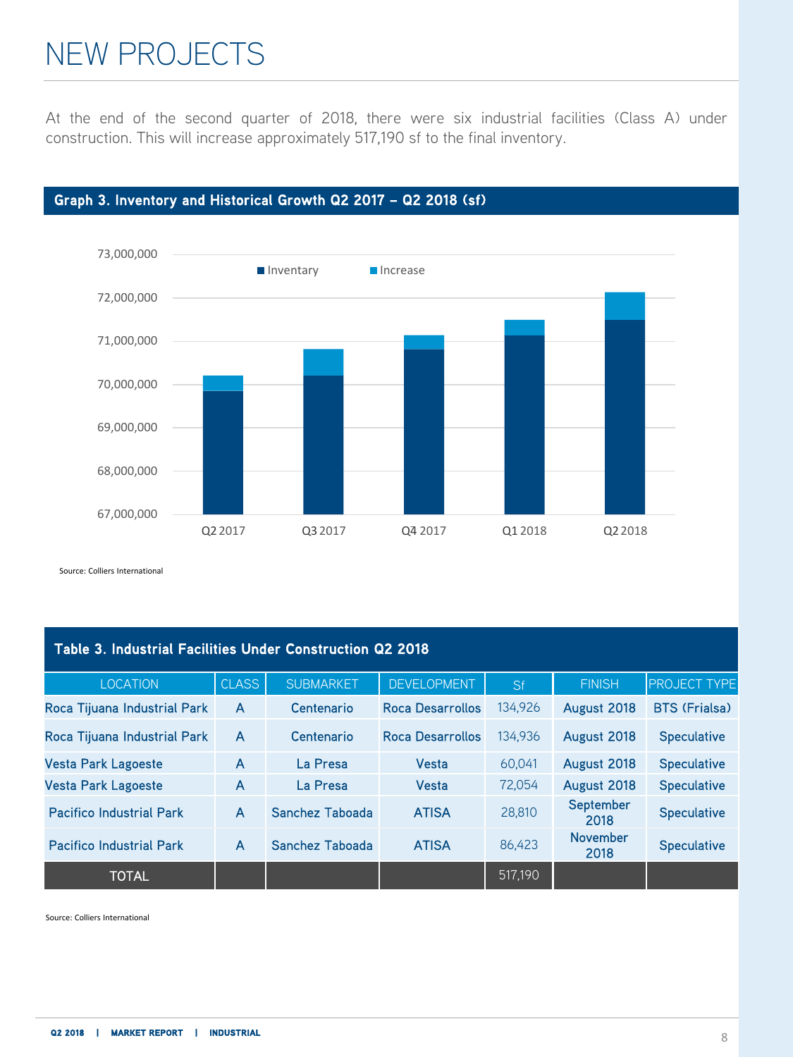# NEW PROJECTS

At the end of the second quarter of 2018, there were six industrial facilities (Class A) under construction. This will increase approximately 517,190 sf to the final inventory.

**Graph 3. Inventory and Historical Growth Q2 2017 – Q2 2018 (sf)**

Source: Colliers International

**Table 3. Industrial Facilities Under Construction Q2 2018**

| LOCATION | CLASS | SUBMARKET | DEVELOPMENT | Sf | FINISH | PROJECT TYPE |
|---|---|---|---|---|---|---|
| Roca Tijuana Industrial Park | A | Centenario | Roca Desarrollos | 134,926 | August 2018 | BTS (Frialsa) |
| Roca Tijuana Industrial Park | A | Centenario | Roca Desarrollos | 134,936 | August 2018 | Speculative |
| Vesta Park Lagoeste | A | La Presa | Vesta | 60,041 | August 2018 | Speculative |
| Vesta Park Lagoeste | A | La Presa | Vesta | 72,054 | August 2018 | Speculative |
| Pacifico Industrial Park | A | Sanchez Taboada | ATISA | 28,810 | September 2018 | Speculative |
| Pacifico Industrial Park | A | Sanchez Taboada | ATISA | 86,423 | November 2018 | Speculative |
| TOTAL | | | | 517,190 | | |

Source: Colliers International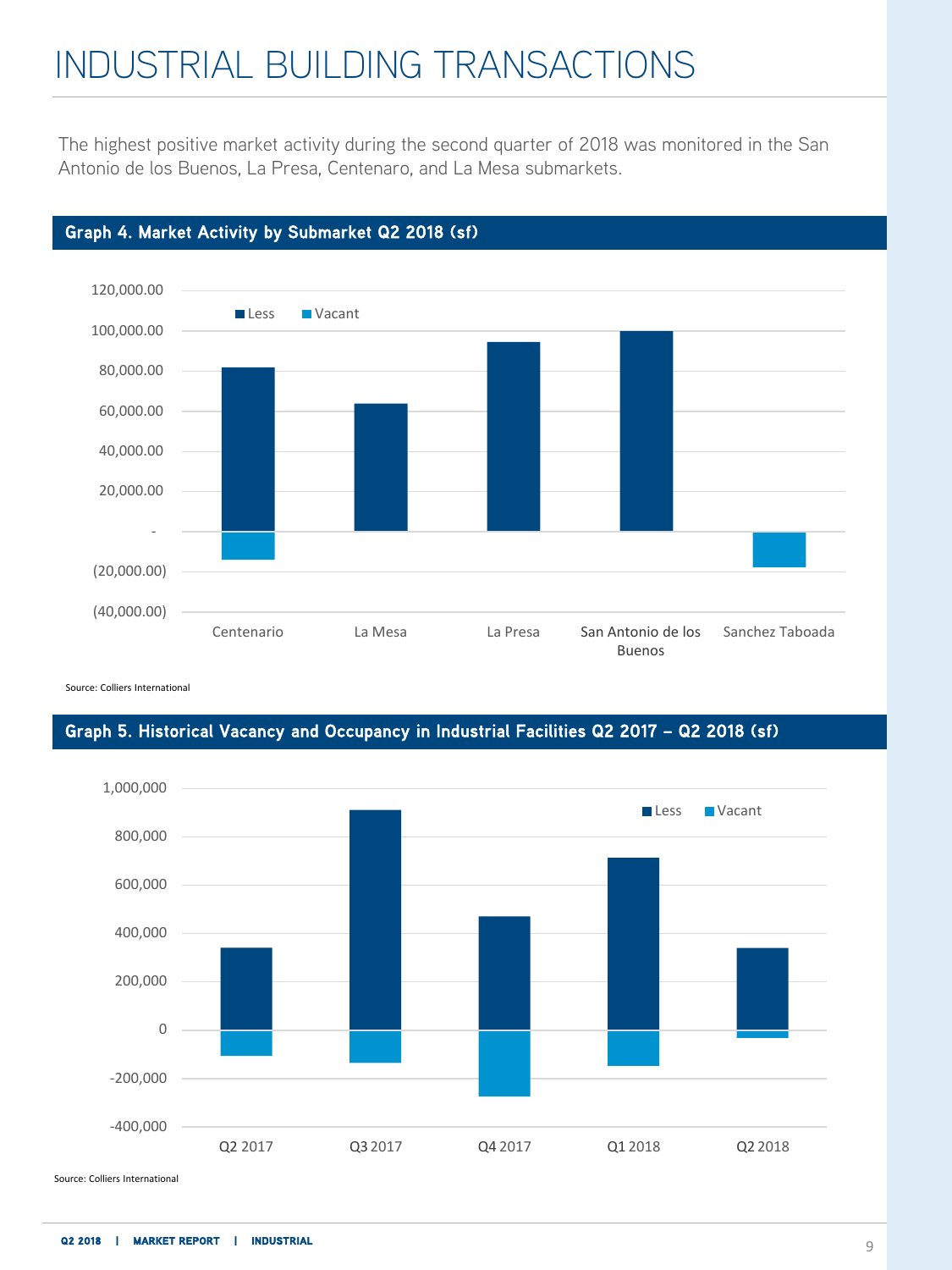# INDUSTRIAL BUILDING TRANSACTIONS

The highest positive market activity during the second quarter of 2018 was monitored in the San Antonio de los Buenos, La Presa, Centenaro, and La Mesa submarkets.

## Graph 4. Market Activity by Submarket Q2 2018 (sf)

Source: Colliers International

## Graph 5. Historical Vacancy and Occupancy in Industrial Facilities Q2 2017 – Q2 2018 (sf)

Source: Colliers International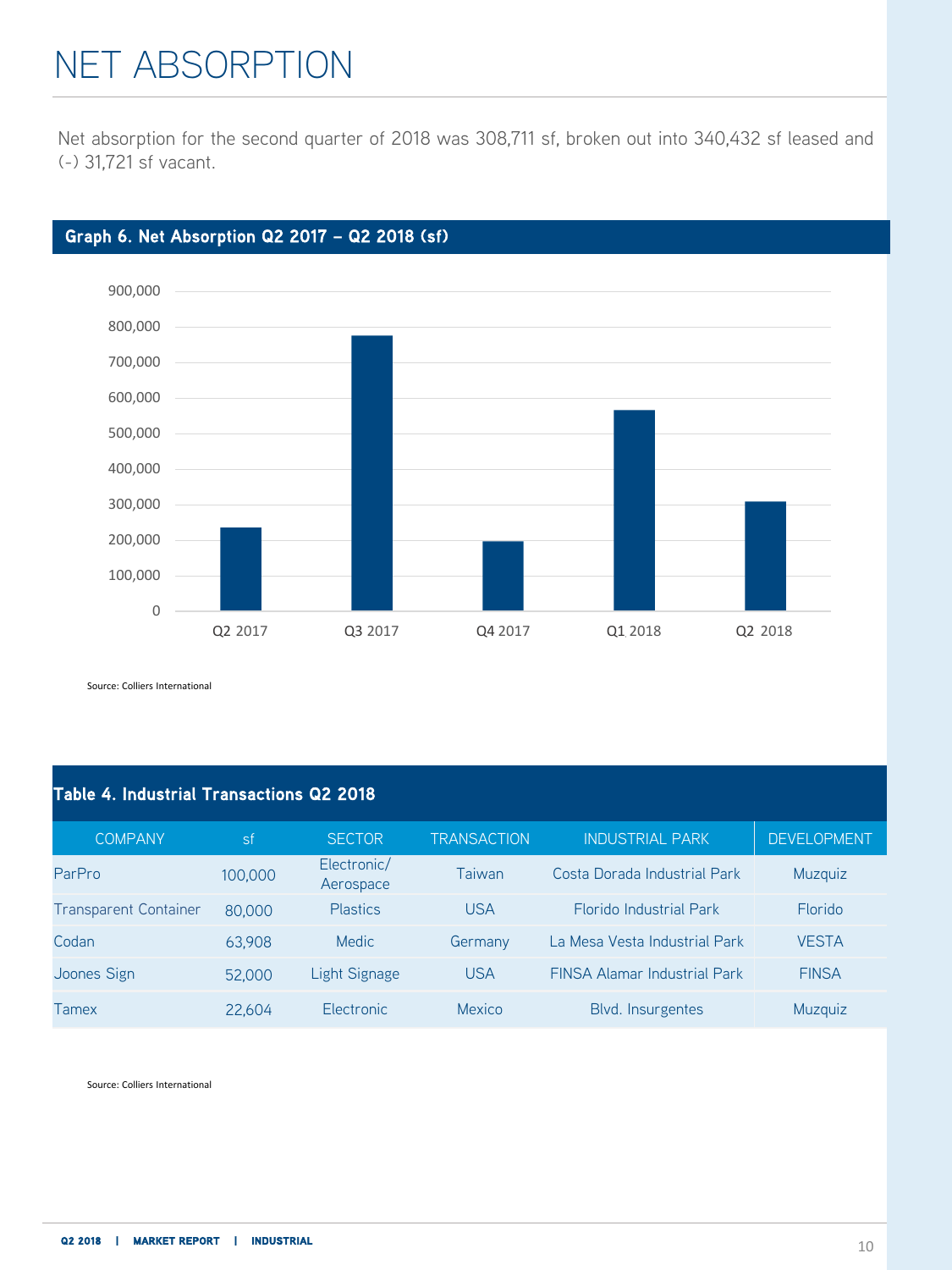# NET ABSORPTION

Net absorption for the second quarter of 2018 was 308,711 sf, broken out into 340,432 sf leased and (-) 31,721 sf vacant.

**Graph 6. Net Absorption Q2 2017 – Q2 2018 (sf)**

Source: Colliers International

**Table 4. Industrial Transactions Q2 2018**

| COMPANY | sf | SECTOR | TRANSACTION | INDUSTRIAL PARK | DEVELOPMENT |
|---|---|---|---|---|---|
| ParPro | 100,000 | Electronic/ Aerospace | Taiwan | Costa Dorada Industrial Park | Muzquiz |
| Transparent Container | 80,000 | Plastics | USA | Florido Industrial Park | Florido |
| Codan | 63,908 | Medic | Germany | La Mesa Vesta Industrial Park | VESTA |
| Joones Sign | 52,000 | Light Signage | USA | FINSA Alamar Industrial Park | FINSA |
| Tamex | 22,604 | Electronic | Mexico | Blvd. Insurgentes | Muzquiz |

Source: Colliers International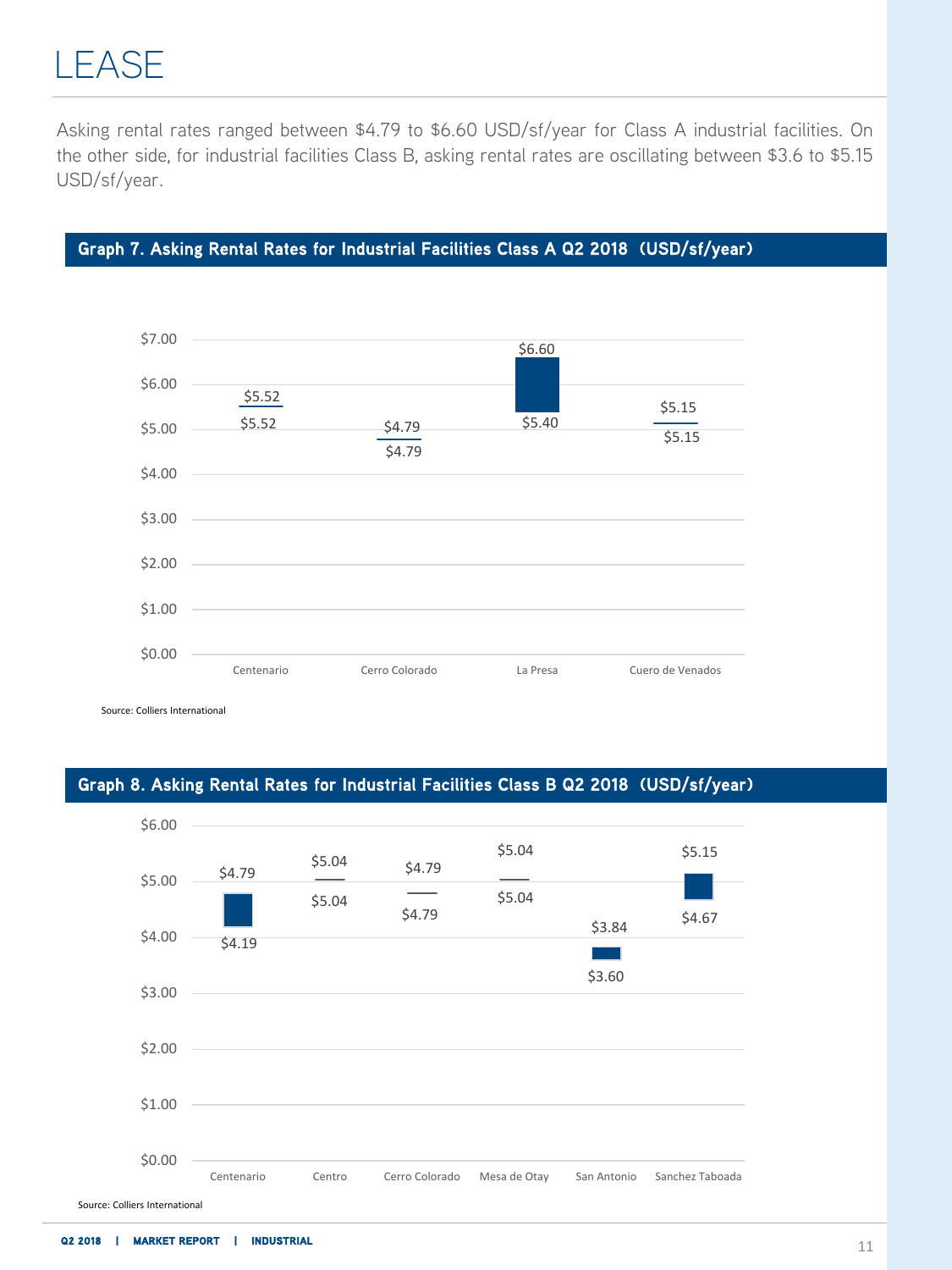# LEASE

Asking rental rates ranged between $4.79 to $6.60 USD/sf/year for Class A industrial facilities. On the other side, for industrial facilities Class B, asking rental rates are oscillating between $3.6 to $5.15 USD/sf/year.

## Graph 7. Asking Rental Rates for Industrial Facilities Class A Q2 2018 (USD/sf/year)

| Submarket | Low | High |
|---|---|---|
| Centenario | $5.52 | $5.52 |
| Cerro Colorado | $4.79 | $4.79 |
| La Presa | $5.40 | $6.60 |
| Cuero de Venados | $5.15 | $5.15 |

Source: Colliers International

## Graph 8. Asking Rental Rates for Industrial Facilities Class B Q2 2018 (USD/sf/year)

| Submarket | Low | High |
|---|---|---|
| Centenario | $4.19 | $4.79 |
| Centro | $5.04 | $5.04 |
| Cerro Colorado | $4.79 | $4.79 |
| Mesa de Otay | $5.04 | $5.04 |
| San Antonio | $3.60 | $3.84 |
| Sanchez Taboada | $4.67 | $5.15 |

Source: Colliers International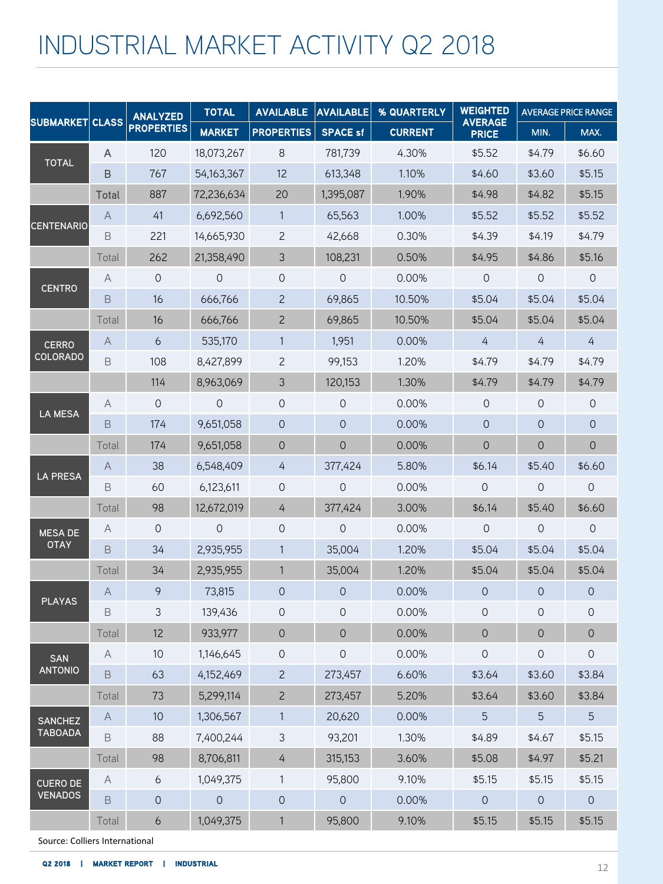# INDUSTRIAL MARKET ACTIVITY Q2 2018

| SUBMARKET | CLASS | ANALYZED PROPERTIES | TOTAL | AVAILABLE | AVAILABLE | % QUARTERLY | WEIGHTED AVERAGE PRICE | AVERAGE PRICE RANGE | |
|---|---|---|---|---|---|---|---|---|---|
| | | | MARKET | PROPERTIES | SPACE sf | CURRENT | | MIN. | MAX. |
| TOTAL | A | 120 | 18,073,267 | 8 | 781,739 | 4.30% | $5.52 | $4.79 | $6.60 |
| | B | 767 | 54,163,367 | 12 | 613,348 | 1.10% | $4.60 | $3.60 | $5.15 |
| | Total | 887 | 72,236,634 | 20 | 1,395,087 | 1.90% | $4.98 | $4.82 | $5.15 |
| CENTENARIO | A | 41 | 6,692,560 | 1 | 65,563 | 1.00% | $5.52 | $5.52 | $5.52 |
| | B | 221 | 14,665,930 | 2 | 42,668 | 0.30% | $4.39 | $4.19 | $4.79 |
| | Total | 262 | 21,358,490 | 3 | 108,231 | 0.50% | $4.95 | $4.86 | $5.16 |
| CENTRO | A | 0 | 0 | 0 | 0 | 0.00% | 0 | 0 | 0 |
| | B | 16 | 666,766 | 2 | 69,865 | 10.50% | $5.04 | $5.04 | $5.04 |
| | Total | 16 | 666,766 | 2 | 69,865 | 10.50% | $5.04 | $5.04 | $5.04 |
| CERRO COLORADO | A | 6 | 535,170 | 1 | 1,951 | 0.00% | 4 | 4 | 4 |
| | B | 108 | 8,427,899 | 2 | 99,153 | 1.20% | $4.79 | $4.79 | $4.79 |
| | | 114 | 8,963,069 | 3 | 120,153 | 1.30% | $4.79 | $4.79 | $4.79 |
| LA MESA | A | 0 | 0 | 0 | 0 | 0.00% | 0 | 0 | 0 |
| | B | 174 | 9,651,058 | 0 | 0 | 0.00% | 0 | 0 | 0 |
| | Total | 174 | 9,651,058 | 0 | 0 | 0.00% | 0 | 0 | 0 |
| LA PRESA | A | 38 | 6,548,409 | 4 | 377,424 | 5.80% | $6.14 | $5.40 | $6.60 |
| | B | 60 | 6,123,611 | 0 | 0 | 0.00% | 0 | 0 | 0 |
| | Total | 98 | 12,672,019 | 4 | 377,424 | 3.00% | $6.14 | $5.40 | $6.60 |
| MESA DE OTAY | A | 0 | 0 | 0 | 0 | 0.00% | 0 | 0 | 0 |
| | B | 34 | 2,935,955 | 1 | 35,004 | 1.20% | $5.04 | $5.04 | $5.04 |
| | Total | 34 | 2,935,955 | 1 | 35,004 | 1.20% | $5.04 | $5.04 | $5.04 |
| PLAYAS | A | 9 | 73,815 | 0 | 0 | 0.00% | 0 | 0 | 0 |
| | B | 3 | 139,436 | 0 | 0 | 0.00% | 0 | 0 | 0 |
| | Total | 12 | 933,977 | 0 | 0 | 0.00% | 0 | 0 | 0 |
| SAN ANTONIO | A | 10 | 1,146,645 | 0 | 0 | 0.00% | 0 | 0 | 0 |
| | B | 63 | 4,152,469 | 2 | 273,457 | 6.60% | $3.64 | $3.60 | $3.84 |
| | Total | 73 | 5,299,114 | 2 | 273,457 | 5.20% | $3.64 | $3.60 | $3.84 |
| SANCHEZ TABOADA | A | 10 | 1,306,567 | 1 | 20,620 | 0.00% | 5 | 5 | 5 |
| | B | 88 | 7,400,244 | 3 | 93,201 | 1.30% | $4.89 | $4.67 | $5.15 |
| | Total | 98 | 8,706,811 | 4 | 315,153 | 3.60% | $5.08 | $4.97 | $5.21 |
| CUERO DE VENADOS | A | 6 | 1,049,375 | 1 | 95,800 | 9.10% | $5.15 | $5.15 | $5.15 |
| | B | 0 | 0 | 0 | 0 | 0.00% | 0 | 0 | 0 |
| | Total | 6 | 1,049,375 | 1 | 95,800 | 9.10% | $5.15 | $5.15 | $5.15 |

Source: Colliers International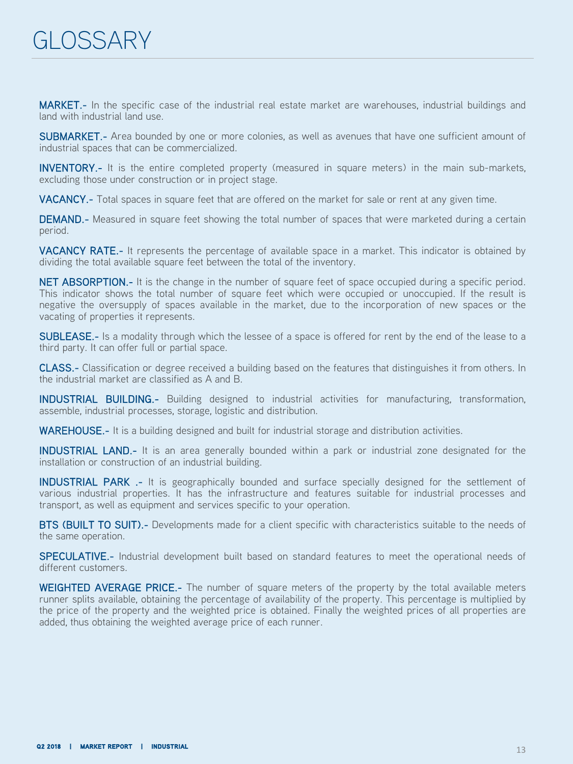# GLOSSARY

**MARKET.-** In the specific case of the industrial real estate market are warehouses, industrial buildings and land with industrial land use.

**SUBMARKET.-** Area bounded by one or more colonies, as well as avenues that have one sufficient amount of industrial spaces that can be commercialized.

**INVENTORY.-** It is the entire completed property (measured in square meters) in the main sub-markets, excluding those under construction or in project stage.

**VACANCY.-** Total spaces in square feet that are offered on the market for sale or rent at any given time.

**DEMAND.-** Measured in square feet showing the total number of spaces that were marketed during a certain period.

**VACANCY RATE.-** It represents the percentage of available space in a market. This indicator is obtained by dividing the total available square feet between the total of the inventory.

**NET ABSORPTION.-** It is the change in the number of square feet of space occupied during a specific period. This indicator shows the total number of square feet which were occupied or unoccupied. If the result is negative the oversupply of spaces available in the market, due to the incorporation of new spaces or the vacating of properties it represents.

**SUBLEASE.-** Is a modality through which the lessee of a space is offered for rent by the end of the lease to a third party. It can offer full or partial space.

**CLASS.-** Classification or degree received a building based on the features that distinguishes it from others. In the industrial market are classified as A and B.

**INDUSTRIAL BUILDING.-** Building designed to industrial activities for manufacturing, transformation, assemble, industrial processes, storage, logistic and distribution.

**WAREHOUSE.-** It is a building designed and built for industrial storage and distribution activities.

**INDUSTRIAL LAND.-** It is an area generally bounded within a park or industrial zone designated for the installation or construction of an industrial building.

**INDUSTRIAL PARK .-** It is geographically bounded and surface specially designed for the settlement of various industrial properties. It has the infrastructure and features suitable for industrial processes and transport, as well as equipment and services specific to your operation.

**BTS (BUILT TO SUIT).-** Developments made for a client specific with characteristics suitable to the needs of the same operation.

**SPECULATIVE.-** Industrial development built based on standard features to meet the operational needs of different customers.

**WEIGHTED AVERAGE PRICE.-** The number of square meters of the property by the total available meters runner splits available, obtaining the percentage of availability of the property. This percentage is multiplied by the price of the property and the weighted price is obtained. Finally the weighted prices of all properties are added, thus obtaining the weighted average price of each runner.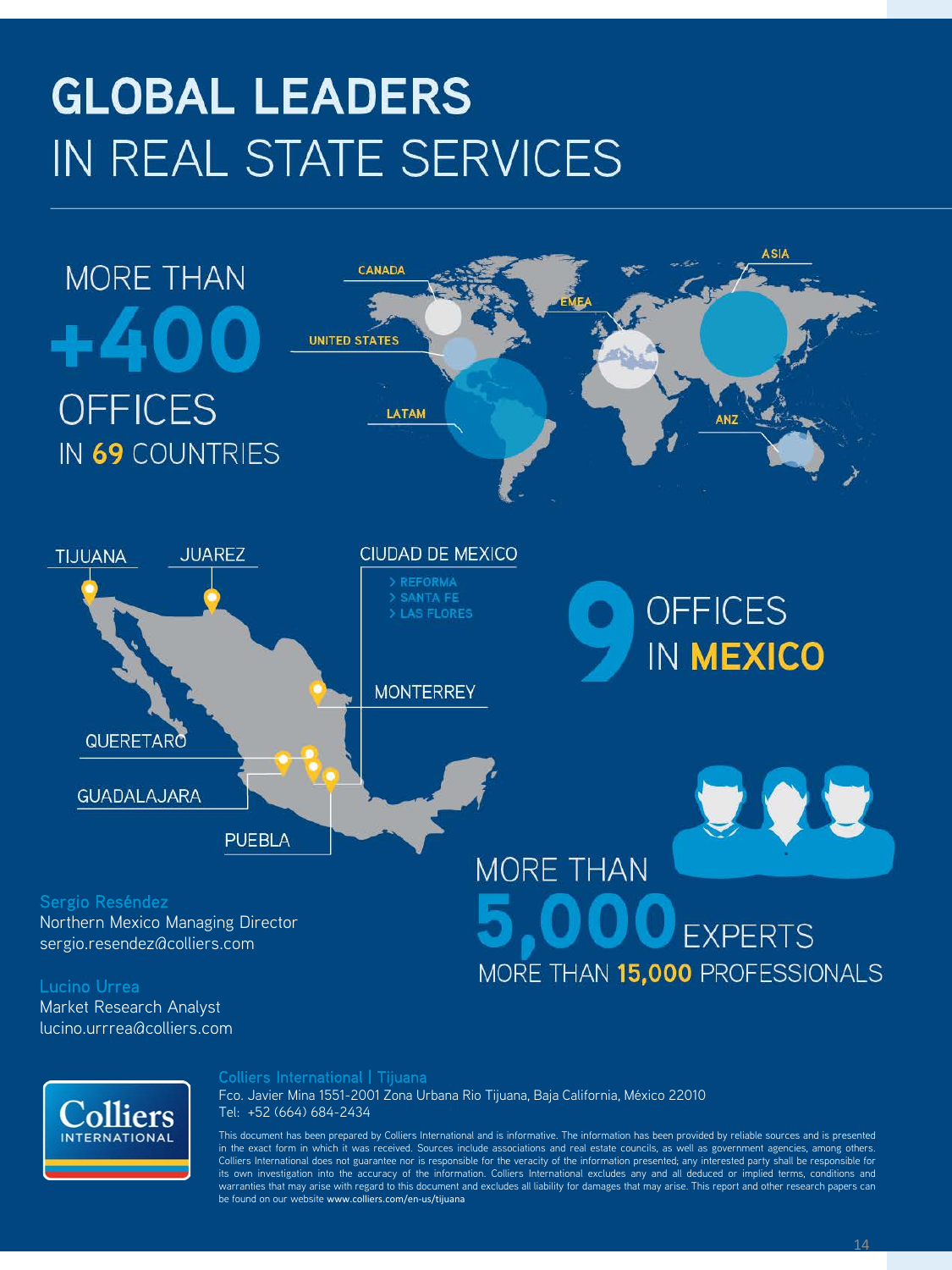# GLOBAL LEADERS IN REAL STATE SERVICES

MORE THAN **+400** OFFICES IN **69** COUNTRIES

CANADA

UNITED STATES

LATAM

EMEA

ASIA

ANZ

TIJUANA

JUAREZ

CIUDAD DE MEXICO

> REFORMA
> SANTA FE
> LAS FLORES

MONTERREY

QUERETARO

GUADALAJARA

PUEBLA

**9** OFFICES IN **MEXICO**

MORE THAN **5,000** EXPERTS

MORE THAN **15,000** PROFESSIONALS

Sergio Reséndez
Northern Mexico Managing Director
sergio.resendez@colliers.com

Lucino Urrea
Market Research Analyst
lucino.urrrea@colliers.com

Colliers International | Tijuana
Fco. Javier Mina 1551-2001 Zona Urbana Rio Tijuana, Baja California, México 22010
Tel: +52 (664) 684-2434

This document has been prepared by Colliers International and is informative. The information has been provided by reliable sources and is presented in the exact form in which it was received. Sources include associations and real estate councils, as well as government agencies, among others. Colliers International does not guarantee nor is responsible for the veracity of the information presented; any interested party shall be responsible for its own investigation into the accuracy of the information. Colliers International excludes any and all deduced or implied terms, conditions and warranties that may arise with regard to this document and excludes all liability for damages that may arise. This report and other research papers can be found on our website www.colliers.com/en-us/tijuana